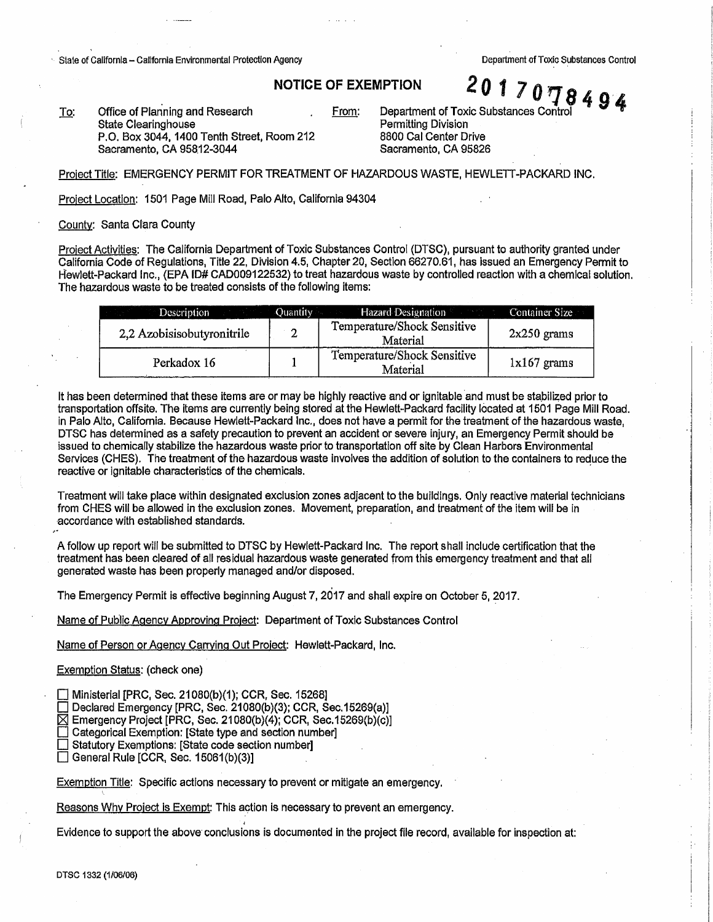State of California – California Environmental Protection Agency — Department of Toxic Substances Control

# NOTICE OF EXEMPTION

**2017078494**

To: Office of Planning and Research
State Clearinghouse
P.O. Box 3044, 1400 Tenth Street, Room 212
Sacramento, CA 95812-3044

From: Department of Toxic Substances Control
Permitting Division
8800 Cal Center Drive
Sacramento, CA 95826

Project Title: EMERGENCY PERMIT FOR TREATMENT OF HAZARDOUS WASTE, HEWLETT-PACKARD INC.

Project Location: 1501 Page Mill Road, Palo Alto, California 94304

County: Santa Clara County

Project Activities: The California Department of Toxic Substances Control (DTSC), pursuant to authority granted under California Code of Regulations, Title 22, Division 4.5, Chapter 20, Section 66270.61, has issued an Emergency Permit to Hewlett-Packard Inc., (EPA ID# CAD009122532) to treat hazardous waste by controlled reaction with a chemical solution. The hazardous waste to be treated consists of the following items:

| Description | Quantity | Hazard Designation | Container Size |
|---|---|---|---|
| 2,2 Azobisisobutyronitrile | 2 | Temperature/Shock Sensitive Material | 2x250 grams |
| Perkadox 16 | 1 | Temperature/Shock Sensitive Material | 1x167 grams |

It has been determined that these items are or may be highly reactive and or ignitable and must be stabilized prior to transportation offsite. The items are currently being stored at the Hewlett-Packard facility located at 1501 Page Mill Road. in Palo Alto, California. Because Hewlett-Packard Inc., does not have a permit for the treatment of the hazardous waste, DTSC has determined as a safety precaution to prevent an accident or severe injury, an Emergency Permit should be issued to chemically stabilize the hazardous waste prior to transportation off site by Clean Harbors Environmental Services (CHES). The treatment of the hazardous waste involves the addition of solution to the containers to reduce the reactive or ignitable characteristics of the chemicals.

Treatment will take place within designated exclusion zones adjacent to the buildings. Only reactive material technicians from CHES will be allowed in the exclusion zones. Movement, preparation, and treatment of the item will be in accordance with established standards.

A follow up report will be submitted to DTSC by Hewlett-Packard Inc. The report shall include certification that the treatment has been cleared of all residual hazardous waste generated from this emergency treatment and that all generated waste has been properly managed and/or disposed.

The Emergency Permit is effective beginning August 7, 2017 and shall expire on October 5, 2017.

Name of Public Agency Approving Project: Department of Toxic Substances Control

Name of Person or Agency Carrying Out Project: Hewlett-Packard, Inc.

Exemption Status: (check one)

- ☐ Ministerial [PRC, Sec. 21080(b)(1); CCR, Sec. 15268]
- ☐ Declared Emergency [PRC, Sec. 21080(b)(3); CCR, Sec.15269(a)]
- ☒ Emergency Project [PRC, Sec. 21080(b)(4); CCR, Sec.15269(b)(c)]
- ☐ Categorical Exemption: [State type and section number]
- ☐ Statutory Exemptions: [State code section number]
- ☐ General Rule [CCR, Sec. 15061(b)(3)]

Exemption Title: Specific actions necessary to prevent or mitigate an emergency.

Reasons Why Project is Exempt: This action is necessary to prevent an emergency.

Evidence to support the above conclusions is documented in the project file record, available for inspection at:

DTSC 1332 (1/06/06)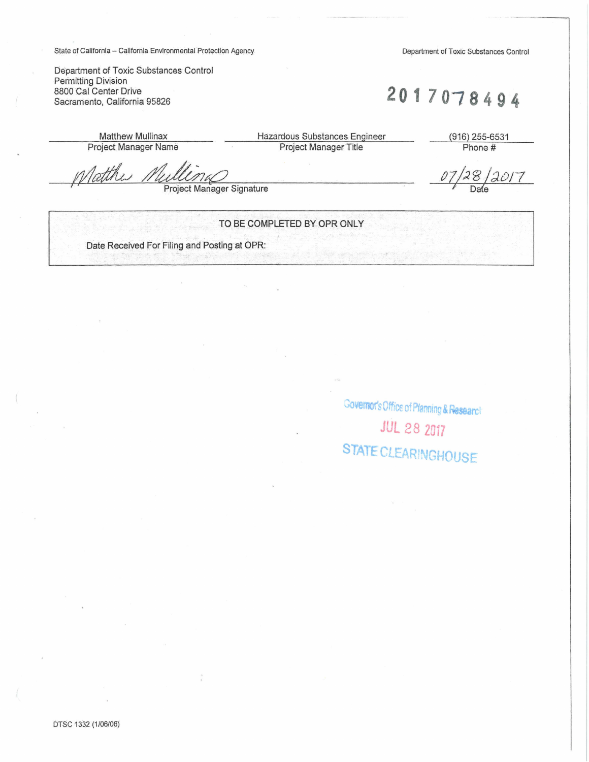State of California – California Environmental Protection Agency

Department of Toxic Substances Control

Department of Toxic Substances Control
Permitting Division
8800 Cal Center Drive
Sacramento, California 95826

2017078494

| Matthew Mullinax | Hazardous Substances Engineer | (916) 255-6531 |
|---|---|---|
| Project Manager Name | Project Manager Title | Phone # |

Matthew Mullinax
Project Manager Signature

07/28/2017
Date

| TO BE COMPLETED BY OPR ONLY |
|---|
| Date Received For Filing and Posting at OPR: |

Governor's Office of Planning & Research
JUL 28 2017
STATE CLEARINGHOUSE

DTSC 1332 (1/06/06)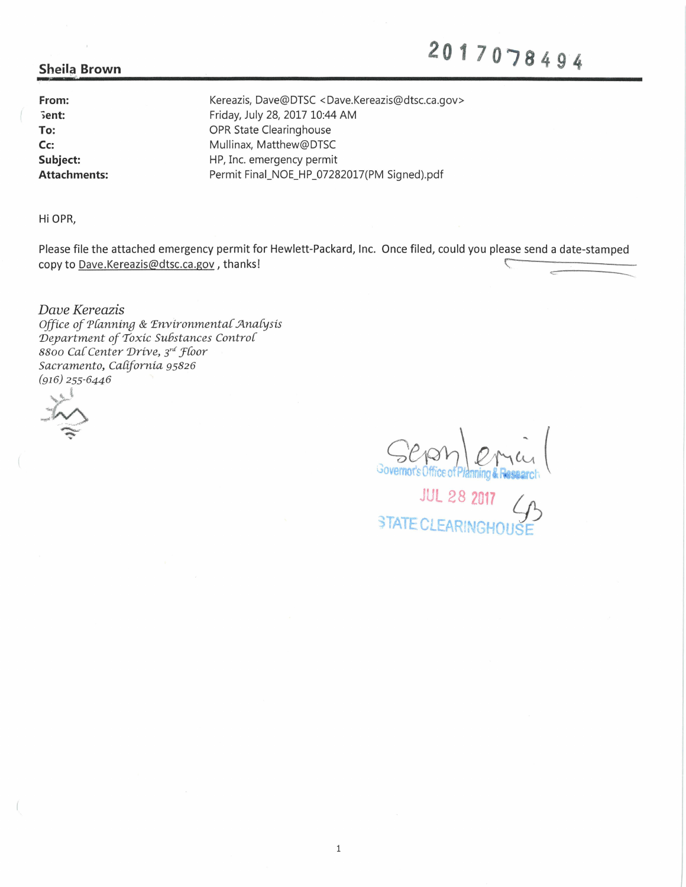2017078494

**Sheila Brown**

| | |
|---|---|
| **From:** | Kereazis, Dave@DTSC <Dave.Kereazis@dtsc.ca.gov> |
| **Sent:** | Friday, July 28, 2017 10:44 AM |
| **To:** | OPR State Clearinghouse |
| **Cc:** | Mullinax, Matthew@DTSC |
| **Subject:** | HP, Inc. emergency permit |
| **Attachments:** | Permit Final_NOE_HP_07282017(PM Signed).pdf |

Hi OPR,

Please file the attached emergency permit for Hewlett-Packard, Inc. Once filed, could you please send a date-stamped copy to Dave.Kereazis@dtsc.ca.gov , thanks!

*Dave Kereazis*
*Office of Planning & Environmental Analysis*
*Department of Toxic Substances Control*
*8800 Cal Center Drive, 3rd Floor*
*Sacramento, California 95826*
*(916) 255-6446*

Sent email
Governor's Office of Planning & Research
JUL 28 2017
STATE CLEARINGHOUSE